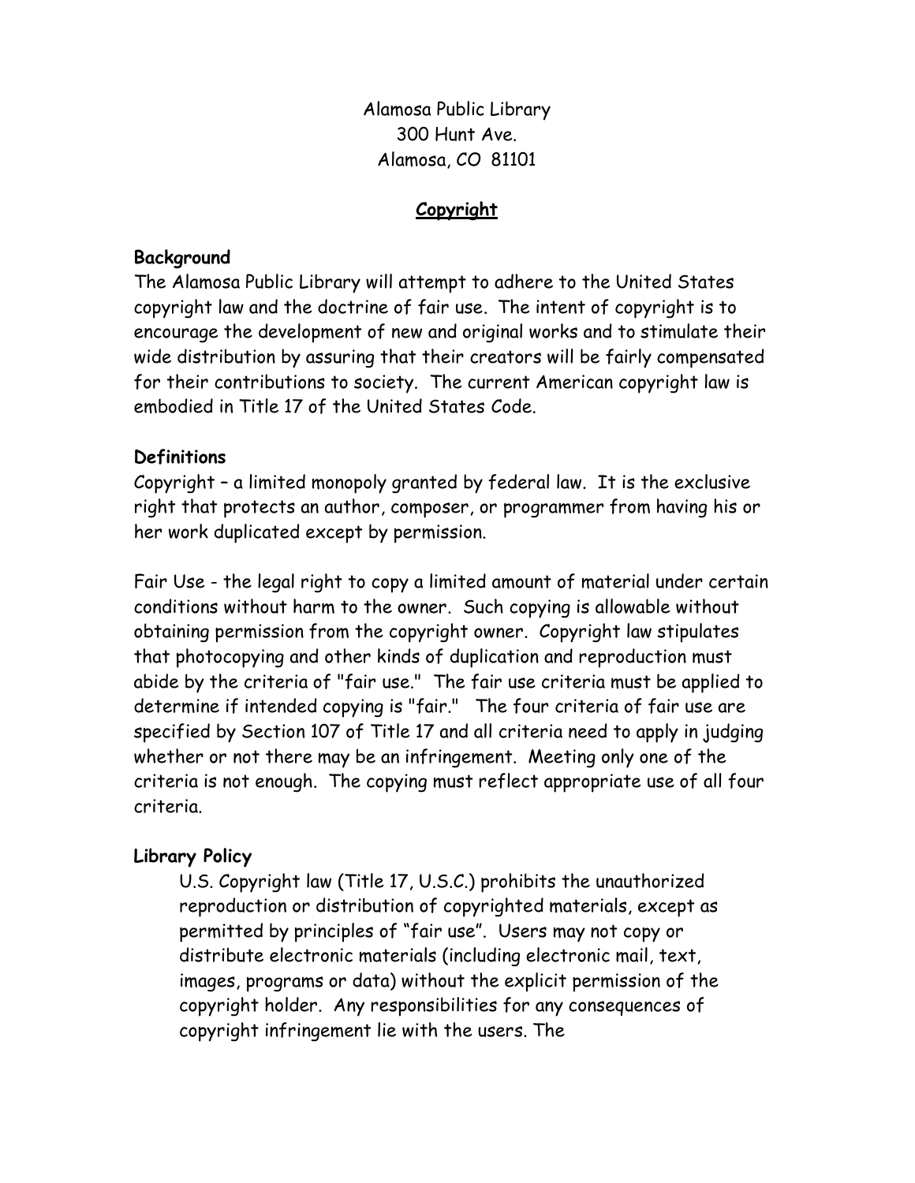Alamosa Public Library
300 Hunt Ave.
Alamosa, CO 81101

## Copyright

### Background

The Alamosa Public Library will attempt to adhere to the United States copyright law and the doctrine of fair use. The intent of copyright is to encourage the development of new and original works and to stimulate their wide distribution by assuring that their creators will be fairly compensated for their contributions to society. The current American copyright law is embodied in Title 17 of the United States Code.

### Definitions

Copyright – a limited monopoly granted by federal law. It is the exclusive right that protects an author, composer, or programmer from having his or her work duplicated except by permission.

Fair Use - the legal right to copy a limited amount of material under certain conditions without harm to the owner. Such copying is allowable without obtaining permission from the copyright owner. Copyright law stipulates that photocopying and other kinds of duplication and reproduction must abide by the criteria of "fair use." The fair use criteria must be applied to determine if intended copying is "fair." The four criteria of fair use are specified by Section 107 of Title 17 and all criteria need to apply in judging whether or not there may be an infringement. Meeting only one of the criteria is not enough. The copying must reflect appropriate use of all four criteria.

### Library Policy

U.S. Copyright law (Title 17, U.S.C.) prohibits the unauthorized reproduction or distribution of copyrighted materials, except as permitted by principles of "fair use". Users may not copy or distribute electronic materials (including electronic mail, text, images, programs or data) without the explicit permission of the copyright holder. Any responsibilities for any consequences of copyright infringement lie with the users. The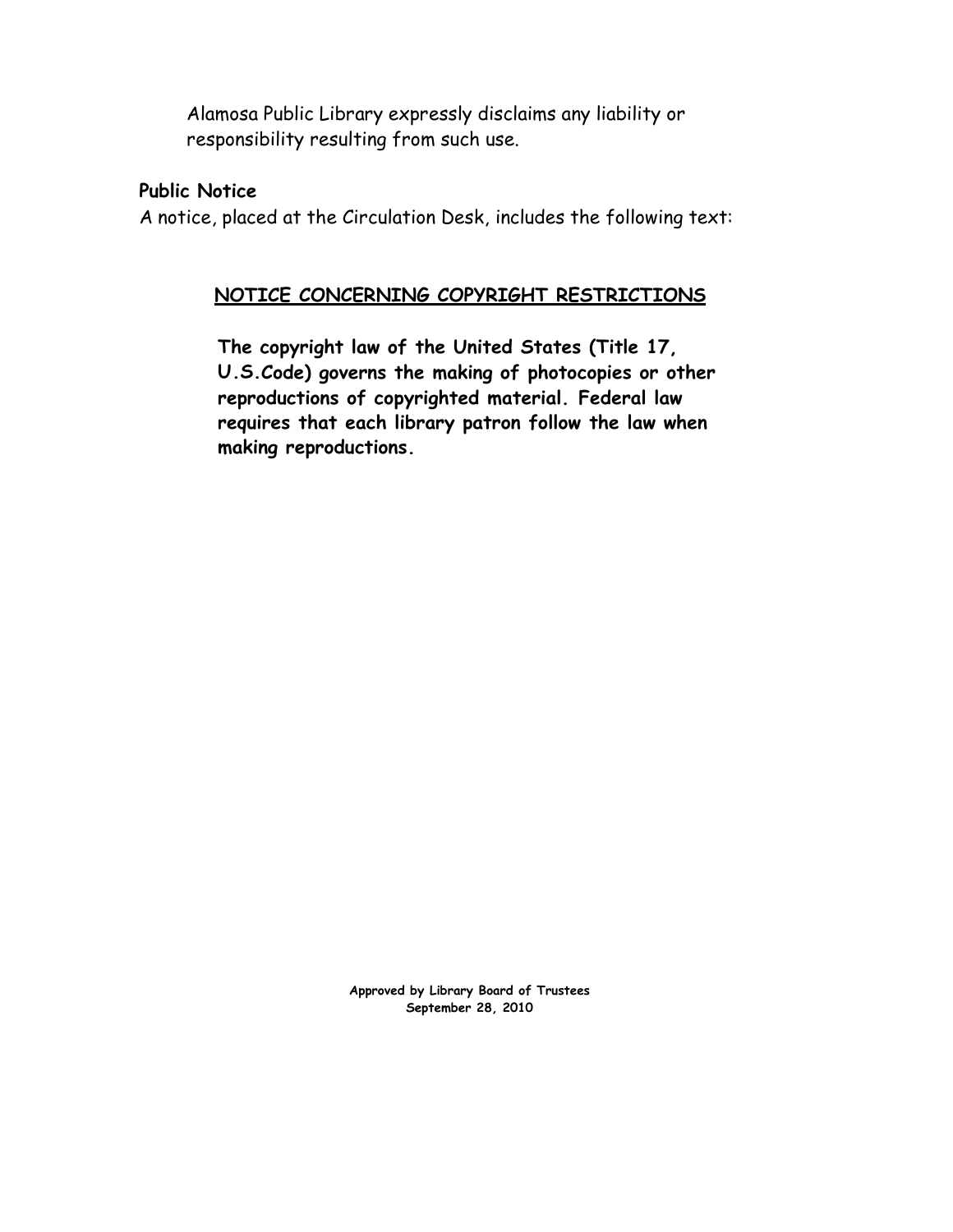Alamosa Public Library expressly disclaims any liability or responsibility resulting from such use.

**Public Notice**

A notice, placed at the Circulation Desk, includes the following text:

**NOTICE CONCERNING COPYRIGHT RESTRICTIONS**

**The copyright law of the United States (Title 17, U.S.Code) governs the making of photocopies or other reproductions of copyrighted material. Federal law requires that each library patron follow the law when making reproductions.**

**Approved by Library Board of Trustees**
**September 28, 2010**